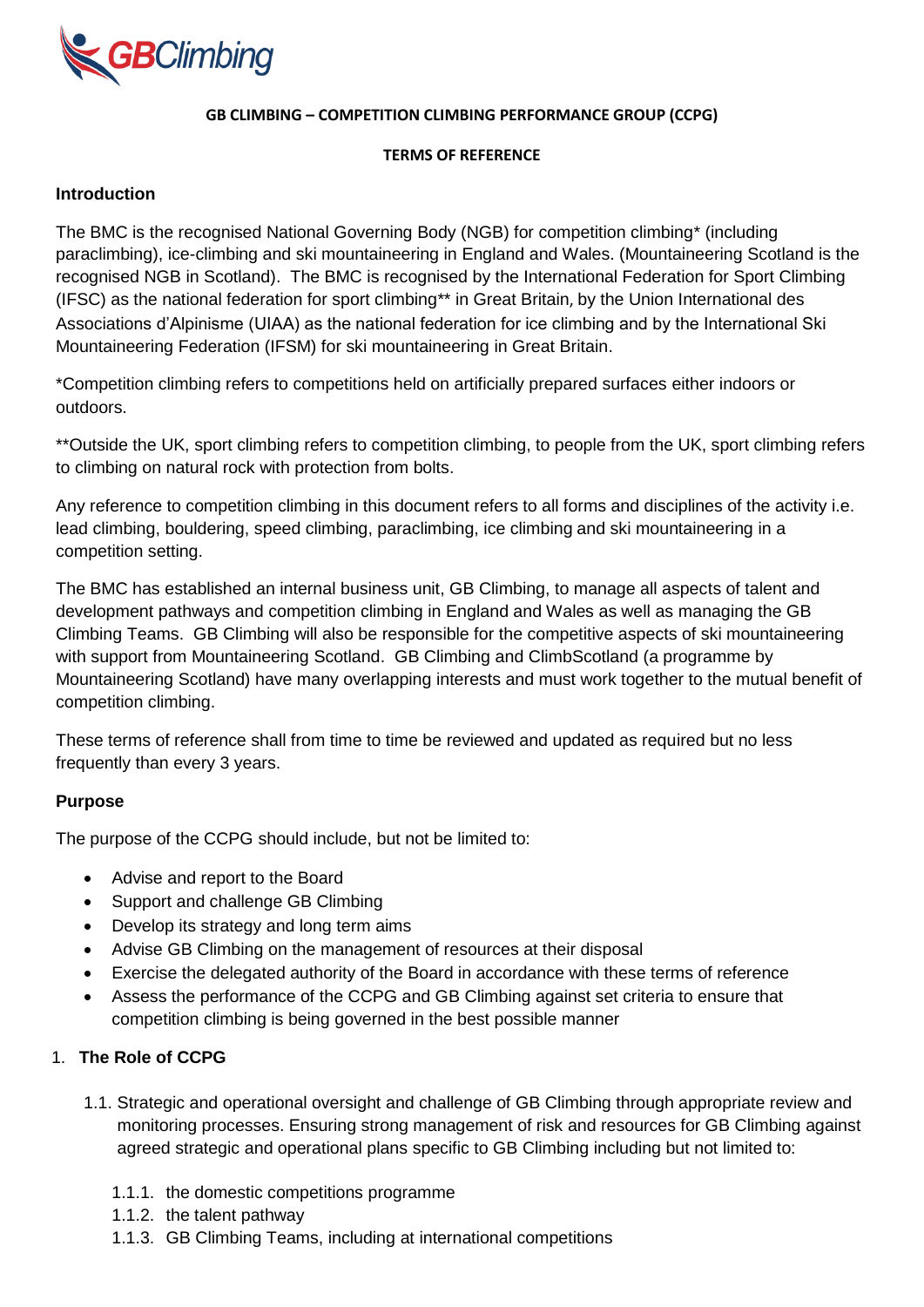# GB CLIMBING – COMPETITION CLIMBING PERFORMANCE GROUP (CCPG)

## TERMS OF REFERENCE

### Introduction

The BMC is the recognised National Governing Body (NGB) for competition climbing* (including paraclimbing), ice-climbing and ski mountaineering in England and Wales. (Mountaineering Scotland is the recognised NGB in Scotland). The BMC is recognised by the International Federation for Sport Climbing (IFSC) as the national federation for sport climbing** in Great Britain, by the Union International des Associations d'Alpinisme (UIAA) as the national federation for ice climbing and by the International Ski Mountaineering Federation (IFSM) for ski mountaineering in Great Britain.

*Competition climbing refers to competitions held on artificially prepared surfaces either indoors or outdoors.

**Outside the UK, sport climbing refers to competition climbing, to people from the UK, sport climbing refers to climbing on natural rock with protection from bolts.

Any reference to competition climbing in this document refers to all forms and disciplines of the activity i.e. lead climbing, bouldering, speed climbing, paraclimbing, ice climbing and ski mountaineering in a competition setting.

The BMC has established an internal business unit, GB Climbing, to manage all aspects of talent and development pathways and competition climbing in England and Wales as well as managing the GB Climbing Teams. GB Climbing will also be responsible for the competitive aspects of ski mountaineering with support from Mountaineering Scotland. GB Climbing and ClimbScotland (a programme by Mountaineering Scotland) have many overlapping interests and must work together to the mutual benefit of competition climbing.

These terms of reference shall from time to time be reviewed and updated as required but no less frequently than every 3 years.

### Purpose

The purpose of the CCPG should include, but not be limited to:

- Advise and report to the Board
- Support and challenge GB Climbing
- Develop its strategy and long term aims
- Advise GB Climbing on the management of resources at their disposal
- Exercise the delegated authority of the Board in accordance with these terms of reference
- Assess the performance of the CCPG and GB Climbing against set criteria to ensure that competition climbing is being governed in the best possible manner

### 1. The Role of CCPG

1.1. Strategic and operational oversight and challenge of GB Climbing through appropriate review and monitoring processes. Ensuring strong management of risk and resources for GB Climbing against agreed strategic and operational plans specific to GB Climbing including but not limited to:

- 1.1.1. the domestic competitions programme
- 1.1.2. the talent pathway
- 1.1.3. GB Climbing Teams, including at international competitions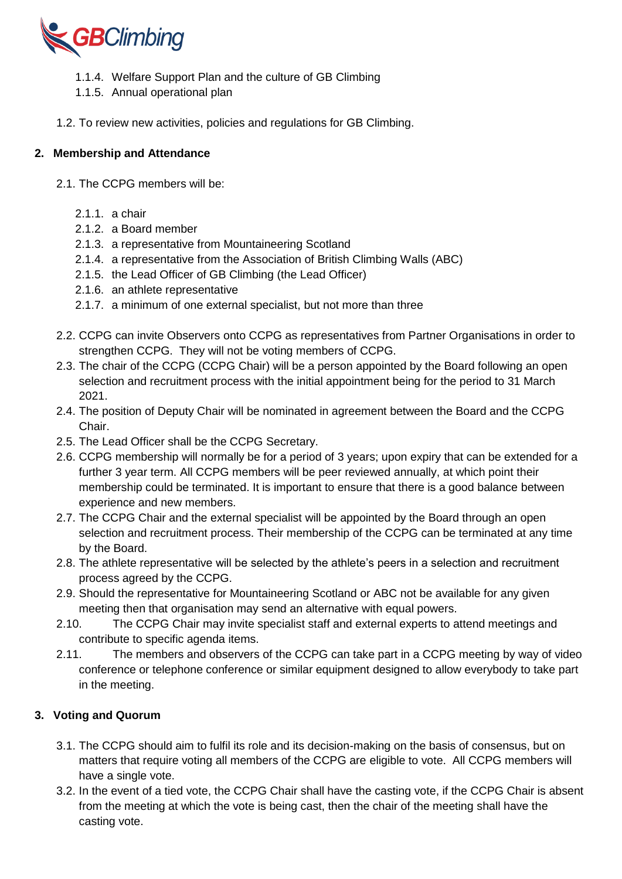1.1.4. Welfare Support Plan and the culture of GB Climbing
    1.1.5. Annual operational plan

1.2. To review new activities, policies and regulations for GB Climbing.

## 2. Membership and Attendance

2.1. The CCPG members will be:

- 2.1.1. a chair
- 2.1.2. a Board member
- 2.1.3. a representative from Mountaineering Scotland
- 2.1.4. a representative from the Association of British Climbing Walls (ABC)
- 2.1.5. the Lead Officer of GB Climbing (the Lead Officer)
- 2.1.6. an athlete representative
- 2.1.7. a minimum of one external specialist, but not more than three

2.2. CCPG can invite Observers onto CCPG as representatives from Partner Organisations in order to strengthen CCPG. They will not be voting members of CCPG.

2.3. The chair of the CCPG (CCPG Chair) will be a person appointed by the Board following an open selection and recruitment process with the initial appointment being for the period to 31 March 2021.

2.4. The position of Deputy Chair will be nominated in agreement between the Board and the CCPG Chair.

2.5. The Lead Officer shall be the CCPG Secretary.

2.6. CCPG membership will normally be for a period of 3 years; upon expiry that can be extended for a further 3 year term. All CCPG members will be peer reviewed annually, at which point their membership could be terminated. It is important to ensure that there is a good balance between experience and new members.

2.7. The CCPG Chair and the external specialist will be appointed by the Board through an open selection and recruitment process. Their membership of the CCPG can be terminated at any time by the Board.

2.8. The athlete representative will be selected by the athlete's peers in a selection and recruitment process agreed by the CCPG.

2.9. Should the representative for Mountaineering Scotland or ABC not be available for any given meeting then that organisation may send an alternative with equal powers.

2.10. The CCPG Chair may invite specialist staff and external experts to attend meetings and contribute to specific agenda items.

2.11. The members and observers of the CCPG can take part in a CCPG meeting by way of video conference or telephone conference or similar equipment designed to allow everybody to take part in the meeting.

## 3. Voting and Quorum

3.1. The CCPG should aim to fulfil its role and its decision-making on the basis of consensus, but on matters that require voting all members of the CCPG are eligible to vote. All CCPG members will have a single vote.

3.2. In the event of a tied vote, the CCPG Chair shall have the casting vote, if the CCPG Chair is absent from the meeting at which the vote is being cast, then the chair of the meeting shall have the casting vote.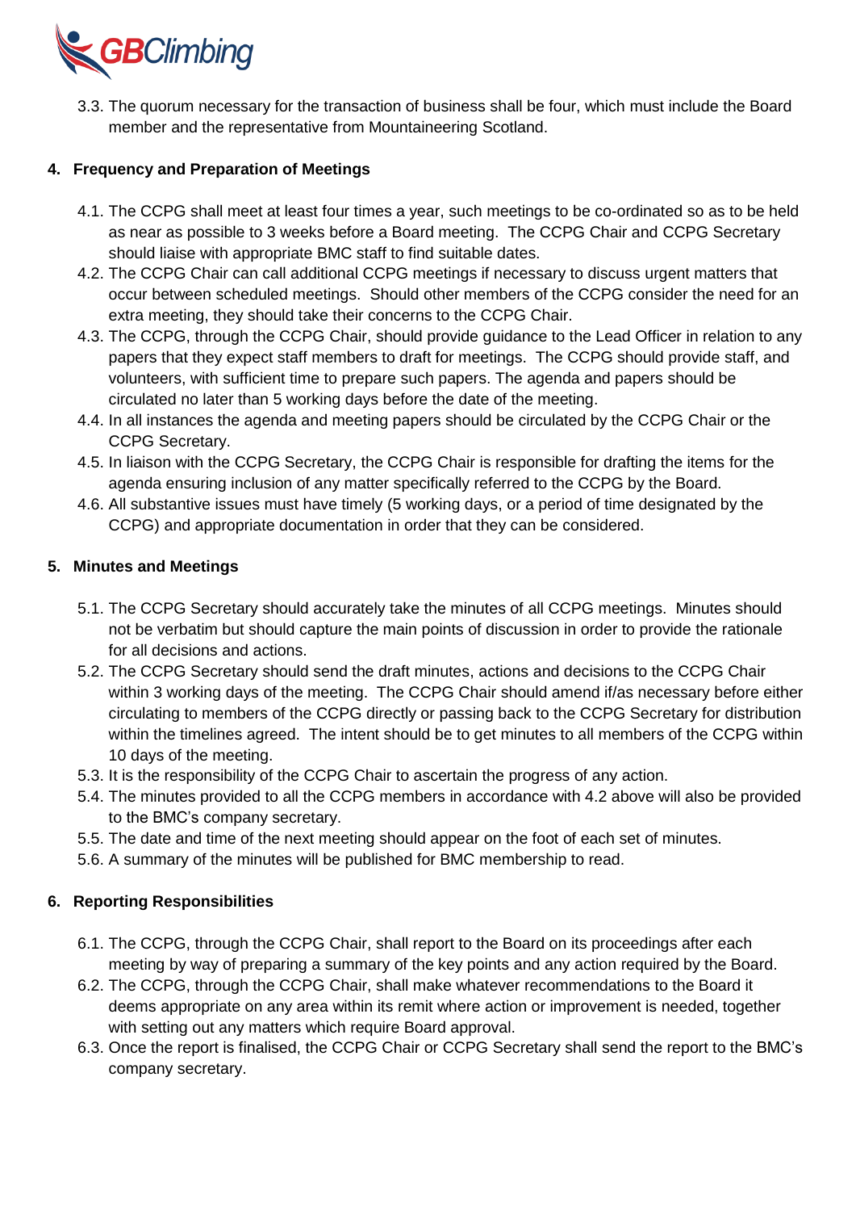3.3. The quorum necessary for the transaction of business shall be four, which must include the Board member and the representative from Mountaineering Scotland.

## 4. Frequency and Preparation of Meetings

4.1. The CCPG shall meet at least four times a year, such meetings to be co-ordinated so as to be held as near as possible to 3 weeks before a Board meeting. The CCPG Chair and CCPG Secretary should liaise with appropriate BMC staff to find suitable dates.

4.2. The CCPG Chair can call additional CCPG meetings if necessary to discuss urgent matters that occur between scheduled meetings. Should other members of the CCPG consider the need for an extra meeting, they should take their concerns to the CCPG Chair.

4.3. The CCPG, through the CCPG Chair, should provide guidance to the Lead Officer in relation to any papers that they expect staff members to draft for meetings. The CCPG should provide staff, and volunteers, with sufficient time to prepare such papers. The agenda and papers should be circulated no later than 5 working days before the date of the meeting.

4.4. In all instances the agenda and meeting papers should be circulated by the CCPG Chair or the CCPG Secretary.

4.5. In liaison with the CCPG Secretary, the CCPG Chair is responsible for drafting the items for the agenda ensuring inclusion of any matter specifically referred to the CCPG by the Board.

4.6. All substantive issues must have timely (5 working days, or a period of time designated by the CCPG) and appropriate documentation in order that they can be considered.

## 5. Minutes and Meetings

5.1. The CCPG Secretary should accurately take the minutes of all CCPG meetings. Minutes should not be verbatim but should capture the main points of discussion in order to provide the rationale for all decisions and actions.

5.2. The CCPG Secretary should send the draft minutes, actions and decisions to the CCPG Chair within 3 working days of the meeting. The CCPG Chair should amend if/as necessary before either circulating to members of the CCPG directly or passing back to the CCPG Secretary for distribution within the timelines agreed. The intent should be to get minutes to all members of the CCPG within 10 days of the meeting.

5.3. It is the responsibility of the CCPG Chair to ascertain the progress of any action.

5.4. The minutes provided to all the CCPG members in accordance with 4.2 above will also be provided to the BMC's company secretary.

5.5. The date and time of the next meeting should appear on the foot of each set of minutes.

5.6. A summary of the minutes will be published for BMC membership to read.

## 6. Reporting Responsibilities

6.1. The CCPG, through the CCPG Chair, shall report to the Board on its proceedings after each meeting by way of preparing a summary of the key points and any action required by the Board.

6.2. The CCPG, through the CCPG Chair, shall make whatever recommendations to the Board it deems appropriate on any area within its remit where action or improvement is needed, together with setting out any matters which require Board approval.

6.3. Once the report is finalised, the CCPG Chair or CCPG Secretary shall send the report to the BMC's company secretary.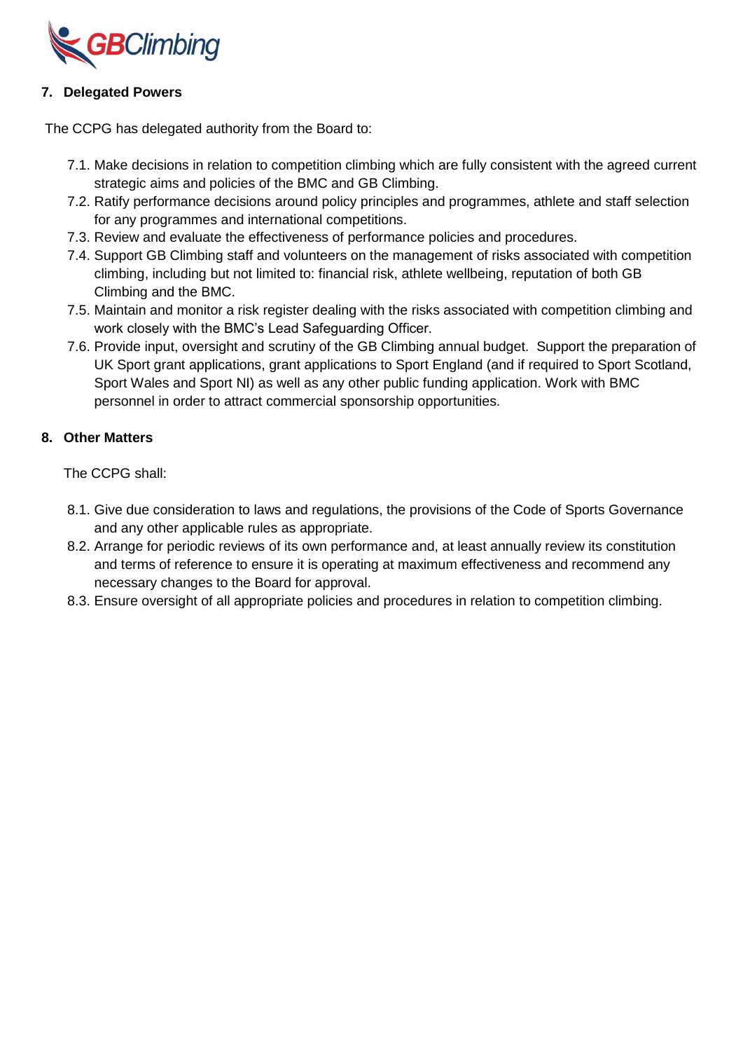## 7. Delegated Powers

The CCPG has delegated authority from the Board to:

7.1. Make decisions in relation to competition climbing which are fully consistent with the agreed current strategic aims and policies of the BMC and GB Climbing.

7.2. Ratify performance decisions around policy principles and programmes, athlete and staff selection for any programmes and international competitions.

7.3. Review and evaluate the effectiveness of performance policies and procedures.

7.4. Support GB Climbing staff and volunteers on the management of risks associated with competition climbing, including but not limited to: financial risk, athlete wellbeing, reputation of both GB Climbing and the BMC.

7.5. Maintain and monitor a risk register dealing with the risks associated with competition climbing and work closely with the BMC's Lead Safeguarding Officer.

7.6. Provide input, oversight and scrutiny of the GB Climbing annual budget. Support the preparation of UK Sport grant applications, grant applications to Sport England (and if required to Sport Scotland, Sport Wales and Sport NI) as well as any other public funding application. Work with BMC personnel in order to attract commercial sponsorship opportunities.

## 8. Other Matters

The CCPG shall:

8.1. Give due consideration to laws and regulations, the provisions of the Code of Sports Governance and any other applicable rules as appropriate.

8.2. Arrange for periodic reviews of its own performance and, at least annually review its constitution and terms of reference to ensure it is operating at maximum effectiveness and recommend any necessary changes to the Board for approval.

8.3. Ensure oversight of all appropriate policies and procedures in relation to competition climbing.